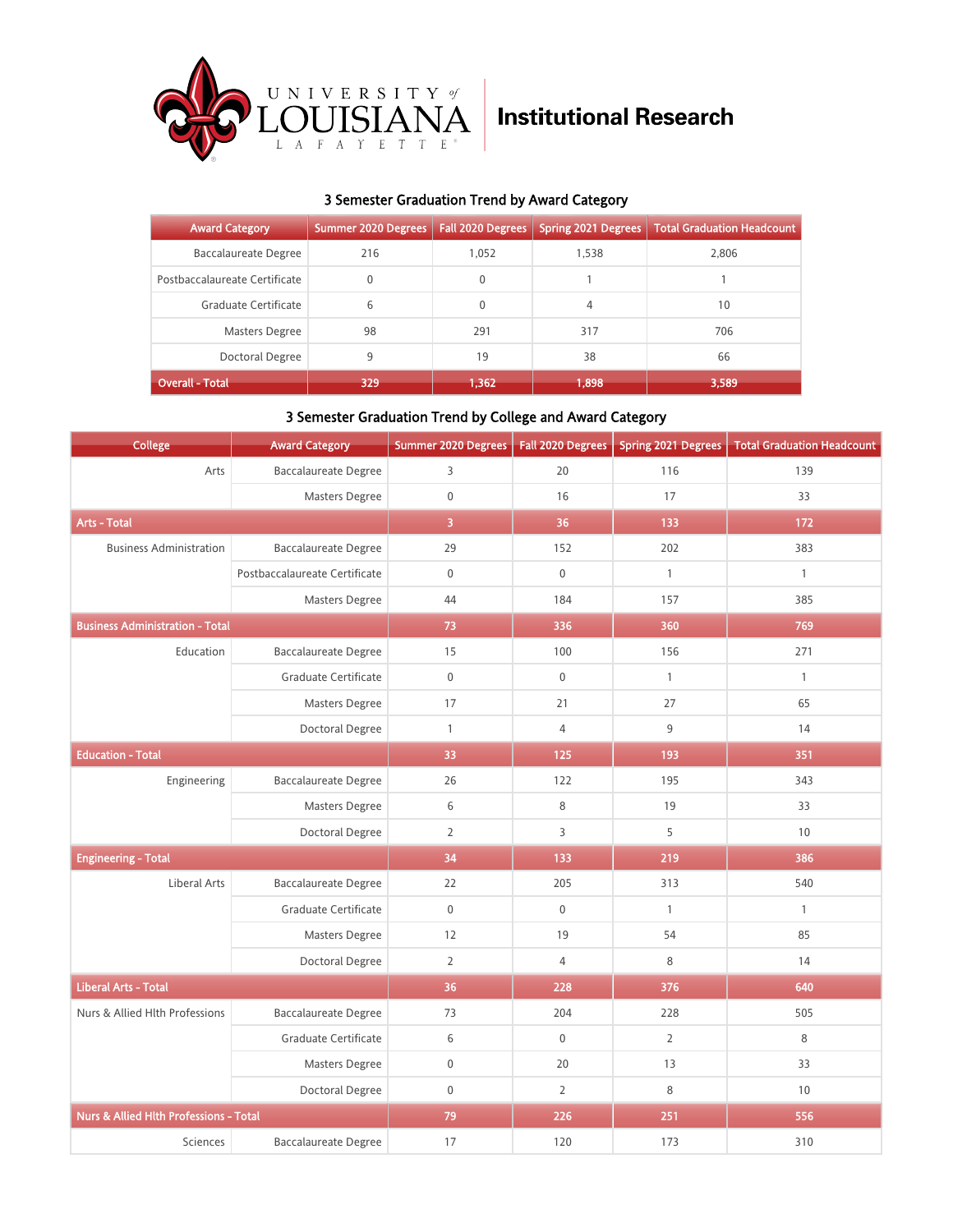University of Louisiana Lafayette — Institutional Research

## 3 Semester Graduation Trend by Award Category

| Award Category | Summer 2020 Degrees | Fall 2020 Degrees | Spring 2021 Degrees | Total Graduation Headcount |
|---|---|---|---|---|
| Baccalaureate Degree | 216 | 1,052 | 1,538 | 2,806 |
| Postbaccalaureate Certificate | 0 | 0 | 1 | 1 |
| Graduate Certificate | 6 | 0 | 4 | 10 |
| Masters Degree | 98 | 291 | 317 | 706 |
| Doctoral Degree | 9 | 19 | 38 | 66 |
| **Overall - Total** | **329** | **1,362** | **1,898** | **3,589** |

## 3 Semester Graduation Trend by College and Award Category

| College | Award Category | Summer 2020 Degrees | Fall 2020 Degrees | Spring 2021 Degrees | Total Graduation Headcount |
|---|---|---|---|---|---|
| Arts | Baccalaureate Degree | 3 | 20 | 116 | 139 |
| | Masters Degree | 0 | 16 | 17 | 33 |
| **Arts - Total** | | **3** | **36** | **133** | **172** |
| Business Administration | Baccalaureate Degree | 29 | 152 | 202 | 383 |
| | Postbaccalaureate Certificate | 0 | 0 | 1 | 1 |
| | Masters Degree | 44 | 184 | 157 | 385 |
| **Business Administration - Total** | | **73** | **336** | **360** | **769** |
| Education | Baccalaureate Degree | 15 | 100 | 156 | 271 |
| | Graduate Certificate | 0 | 0 | 1 | 1 |
| | Masters Degree | 17 | 21 | 27 | 65 |
| | Doctoral Degree | 1 | 4 | 9 | 14 |
| **Education - Total** | | **33** | **125** | **193** | **351** |
| Engineering | Baccalaureate Degree | 26 | 122 | 195 | 343 |
| | Masters Degree | 6 | 8 | 19 | 33 |
| | Doctoral Degree | 2 | 3 | 5 | 10 |
| **Engineering - Total** | | **34** | **133** | **219** | **386** |
| Liberal Arts | Baccalaureate Degree | 22 | 205 | 313 | 540 |
| | Graduate Certificate | 0 | 0 | 1 | 1 |
| | Masters Degree | 12 | 19 | 54 | 85 |
| | Doctoral Degree | 2 | 4 | 8 | 14 |
| **Liberal Arts - Total** | | **36** | **228** | **376** | **640** |
| Nurs & Allied Hlth Professions | Baccalaureate Degree | 73 | 204 | 228 | 505 |
| | Graduate Certificate | 6 | 0 | 2 | 8 |
| | Masters Degree | 0 | 20 | 13 | 33 |
| | Doctoral Degree | 0 | 2 | 8 | 10 |
| **Nurs & Allied Hlth Professions - Total** | | **79** | **226** | **251** | **556** |
| Sciences | Baccalaureate Degree | 17 | 120 | 173 | 310 |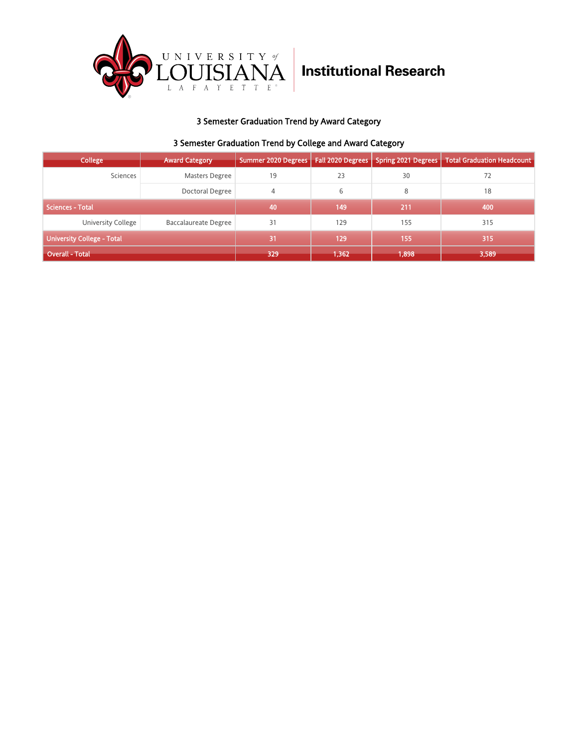## 3 Semester Graduation Trend by Award Category

### 3 Semester Graduation Trend by College and Award Category

| College | Award Category | Summer 2020 Degrees | Fall 2020 Degrees | Spring 2021 Degrees | Total Graduation Headcount |
|---|---|---|---|---|---|
| Sciences | Masters Degree | 19 | 23 | 30 | 72 |
| | Doctoral Degree | 4 | 6 | 8 | 18 |
| **Sciences - Total** | | **40** | **149** | **211** | **400** |
| University College | Baccalaureate Degree | 31 | 129 | 155 | 315 |
| **University College - Total** | | **31** | **129** | **155** | **315** |
| **Overall - Total** | | **329** | **1,362** | **1,898** | **3,589** |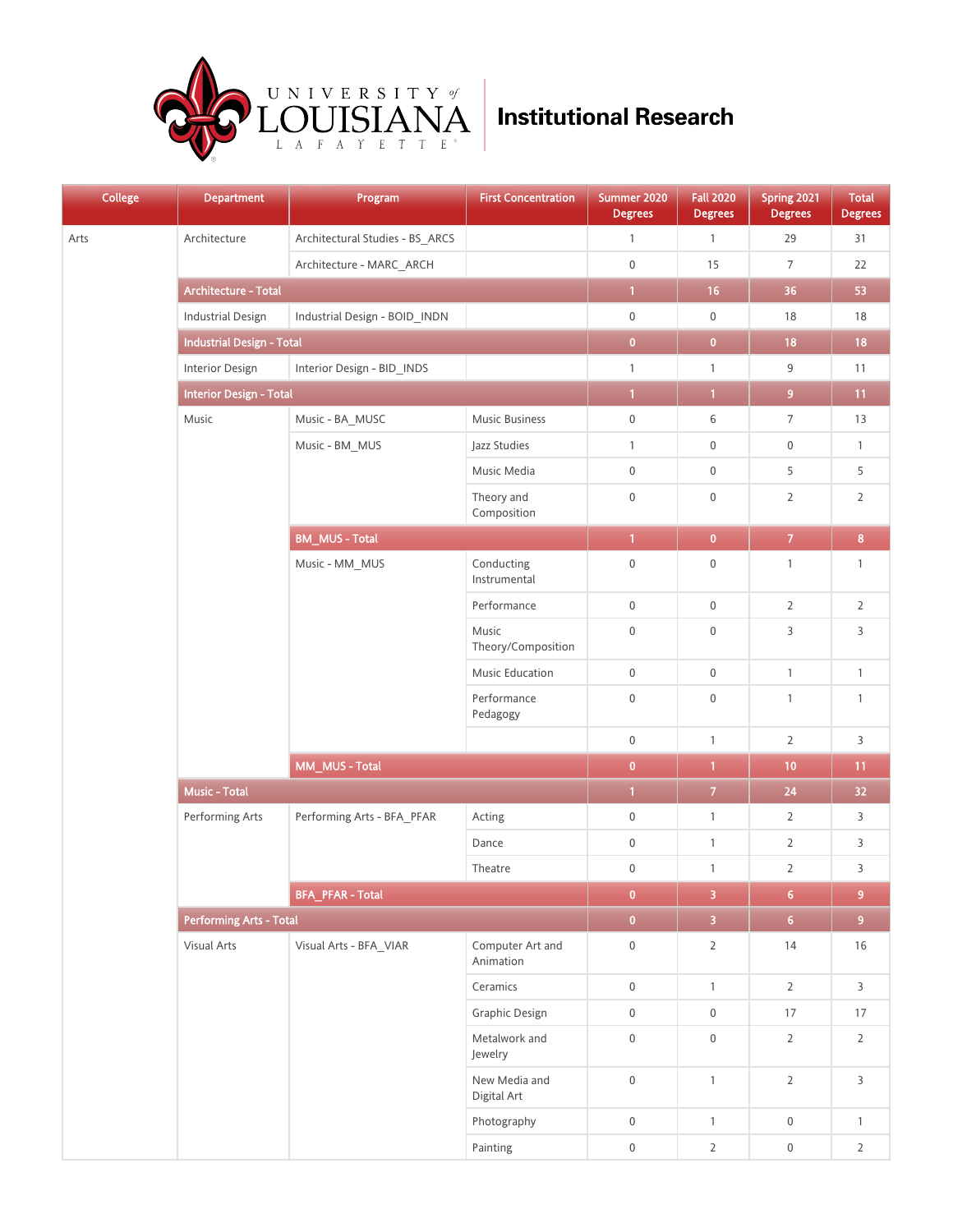## Institutional Research

| College | Department | Program | First Concentration | Summer 2020 Degrees | Fall 2020 Degrees | Spring 2021 Degrees | Total Degrees |
|---|---|---|---|---|---|---|---|
| Arts | Architecture | Architectural Studies - BS_ARCS | | 1 | 1 | 29 | 31 |
| | | Architecture - MARC_ARCH | | 0 | 15 | 7 | 22 |
| | Architecture - Total | | | 1 | 16 | 36 | 53 |
| | Industrial Design | Industrial Design - BOID_INDN | | 0 | 0 | 18 | 18 |
| | Industrial Design - Total | | | 0 | 0 | 18 | 18 |
| | Interior Design | Interior Design - BID_INDS | | 1 | 1 | 9 | 11 |
| | Interior Design - Total | | | 1 | 1 | 9 | 11 |
| | Music | Music - BA_MUSC | Music Business | 0 | 6 | 7 | 13 |
| | | Music - BM_MUS | Jazz Studies | 1 | 0 | 0 | 1 |
| | | | Music Media | 0 | 0 | 5 | 5 |
| | | | Theory and Composition | 0 | 0 | 2 | 2 |
| | | BM_MUS - Total | | 1 | 0 | 7 | 8 |
| | | Music - MM_MUS | Conducting Instrumental | 0 | 0 | 1 | 1 |
| | | | Performance | 0 | 0 | 2 | 2 |
| | | | Music Theory/Composition | 0 | 0 | 3 | 3 |
| | | | Music Education | 0 | 0 | 1 | 1 |
| | | | Performance Pedagogy | 0 | 0 | 1 | 1 |
| | | | | 0 | 1 | 2 | 3 |
| | | MM_MUS - Total | | 0 | 1 | 10 | 11 |
| | Music - Total | | | 1 | 7 | 24 | 32 |
| | Performing Arts | Performing Arts - BFA_PFAR | Acting | 0 | 1 | 2 | 3 |
| | | | Dance | 0 | 1 | 2 | 3 |
| | | | Theatre | 0 | 1 | 2 | 3 |
| | | BFA_PFAR - Total | | 0 | 3 | 6 | 9 |
| | Performing Arts - Total | | | 0 | 3 | 6 | 9 |
| | Visual Arts | Visual Arts - BFA_VIAR | Computer Art and Animation | 0 | 2 | 14 | 16 |
| | | | Ceramics | 0 | 1 | 2 | 3 |
| | | | Graphic Design | 0 | 0 | 17 | 17 |
| | | | Metalwork and Jewelry | 0 | 0 | 2 | 2 |
| | | | New Media and Digital Art | 0 | 1 | 2 | 3 |
| | | | Photography | 0 | 1 | 0 | 1 |
| | | | Painting | 0 | 2 | 0 | 2 |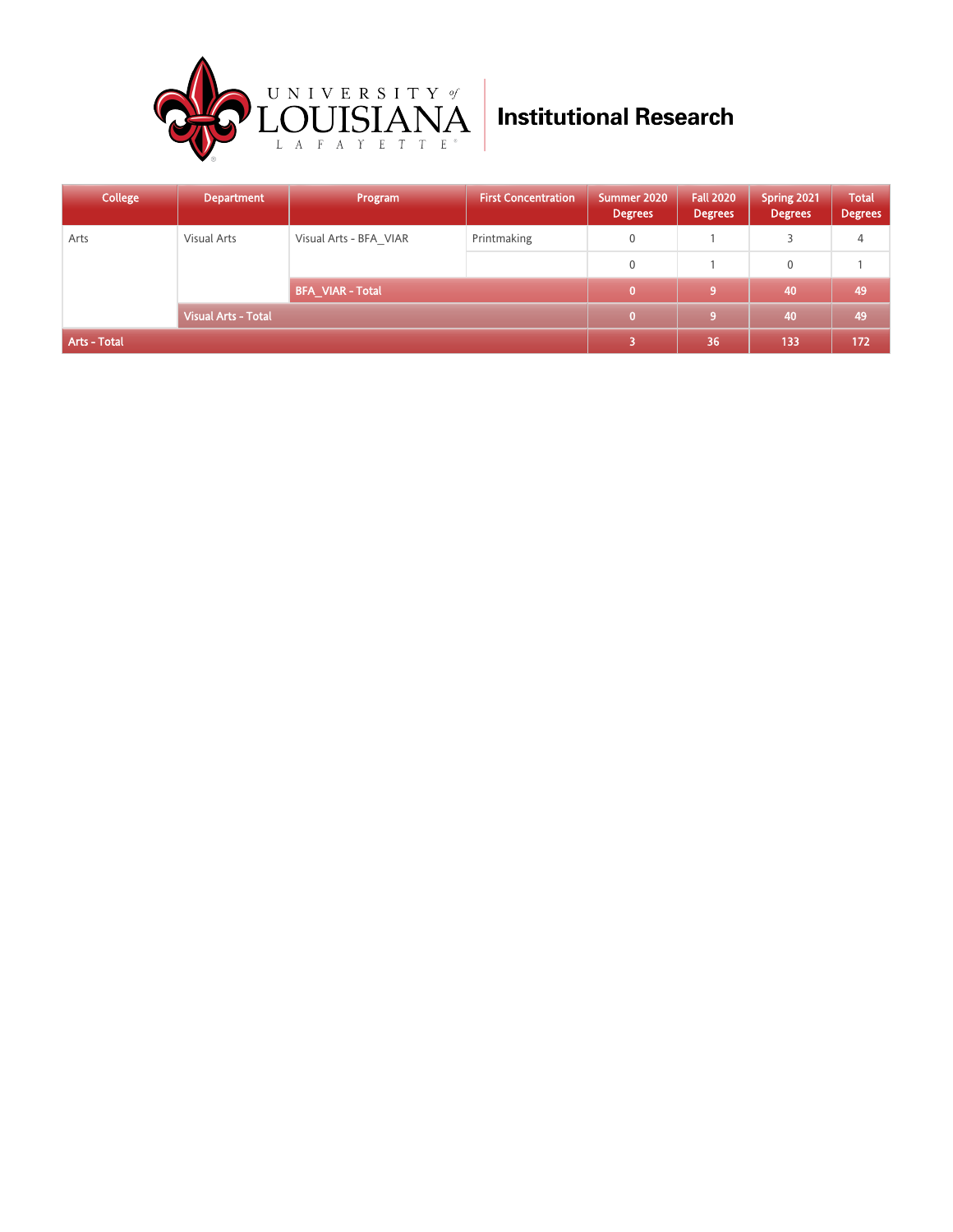Institutional Research

| College | Department | Program | First Concentration | Summer 2020 Degrees | Fall 2020 Degrees | Spring 2021 Degrees | Total Degrees |
|---|---|---|---|---|---|---|---|
| Arts | Visual Arts | Visual Arts - BFA_VIAR | Printmaking | 0 | 1 | 3 | 4 |
| | | | | 0 | 1 | 0 | 1 |
| | | BFA_VIAR - Total | | 0 | 9 | 40 | 49 |
| | Visual Arts - Total | | | 0 | 9 | 40 | 49 |
| Arts - Total | | | | 3 | 36 | 133 | 172 |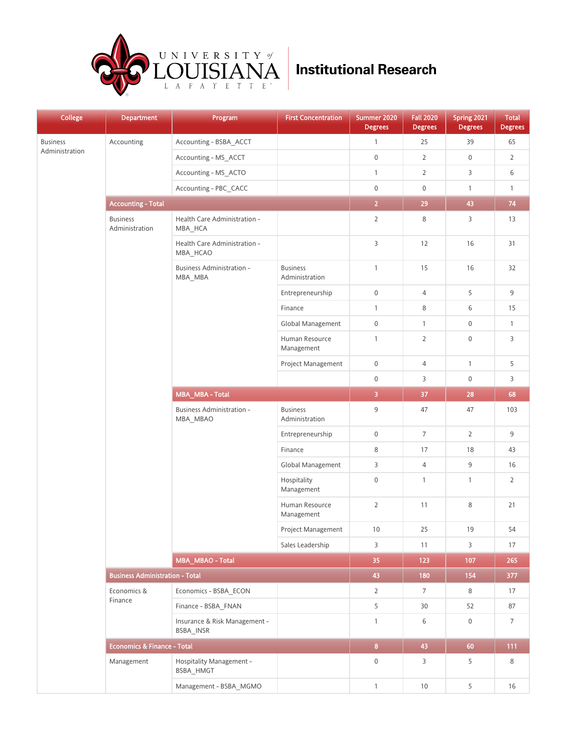# Institutional Research

| College | Department | Program | First Concentration | Summer 2020 Degrees | Fall 2020 Degrees | Spring 2021 Degrees | Total Degrees |
|---|---|---|---|---|---|---|---|
| Business Administration | Accounting | Accounting - BSBA_ACCT | | 1 | 25 | 39 | 65 |
| | | Accounting - MS_ACCT | | 0 | 2 | 0 | 2 |
| | | Accounting - MS_ACTO | | 1 | 2 | 3 | 6 |
| | | Accounting - PBC_CACC | | 0 | 0 | 1 | 1 |
| | **Accounting - Total** | | | **2** | **29** | **43** | **74** |
| | Business Administration | Health Care Administration - MBA_HCA | | 2 | 8 | 3 | 13 |
| | | Health Care Administration - MBA_HCAO | | 3 | 12 | 16 | 31 |
| | | Business Administration - MBA_MBA | Business Administration | 1 | 15 | 16 | 32 |
| | | | Entrepreneurship | 0 | 4 | 5 | 9 |
| | | | Finance | 1 | 8 | 6 | 15 |
| | | | Global Management | 0 | 1 | 0 | 1 |
| | | | Human Resource Management | 1 | 2 | 0 | 3 |
| | | | Project Management | 0 | 4 | 1 | 5 |
| | | | | 0 | 3 | 0 | 3 |
| | | **MBA_MBA - Total** | | **3** | **37** | **28** | **68** |
| | | Business Administration - MBA_MBAO | Business Administration | 9 | 47 | 47 | 103 |
| | | | Entrepreneurship | 0 | 7 | 2 | 9 |
| | | | Finance | 8 | 17 | 18 | 43 |
| | | | Global Management | 3 | 4 | 9 | 16 |
| | | | Hospitality Management | 0 | 1 | 1 | 2 |
| | | | Human Resource Management | 2 | 11 | 8 | 21 |
| | | | Project Management | 10 | 25 | 19 | 54 |
| | | | Sales Leadership | 3 | 11 | 3 | 17 |
| | | **MBA_MBAO - Total** | | **35** | **123** | **107** | **265** |
| | **Business Administration - Total** | | | **43** | **180** | **154** | **377** |
| | Economics & Finance | Economics - BSBA_ECON | | 2 | 7 | 8 | 17 |
| | | Finance - BSBA_FNAN | | 5 | 30 | 52 | 87 |
| | | Insurance & Risk Management - BSBA_INSR | | 1 | 6 | 0 | 7 |
| | **Economics & Finance - Total** | | | **8** | **43** | **60** | **111** |
| | Management | Hospitality Management - BSBA_HMGT | | 0 | 3 | 5 | 8 |
| | | Management - BSBA_MGMO | | 1 | 10 | 5 | 16 |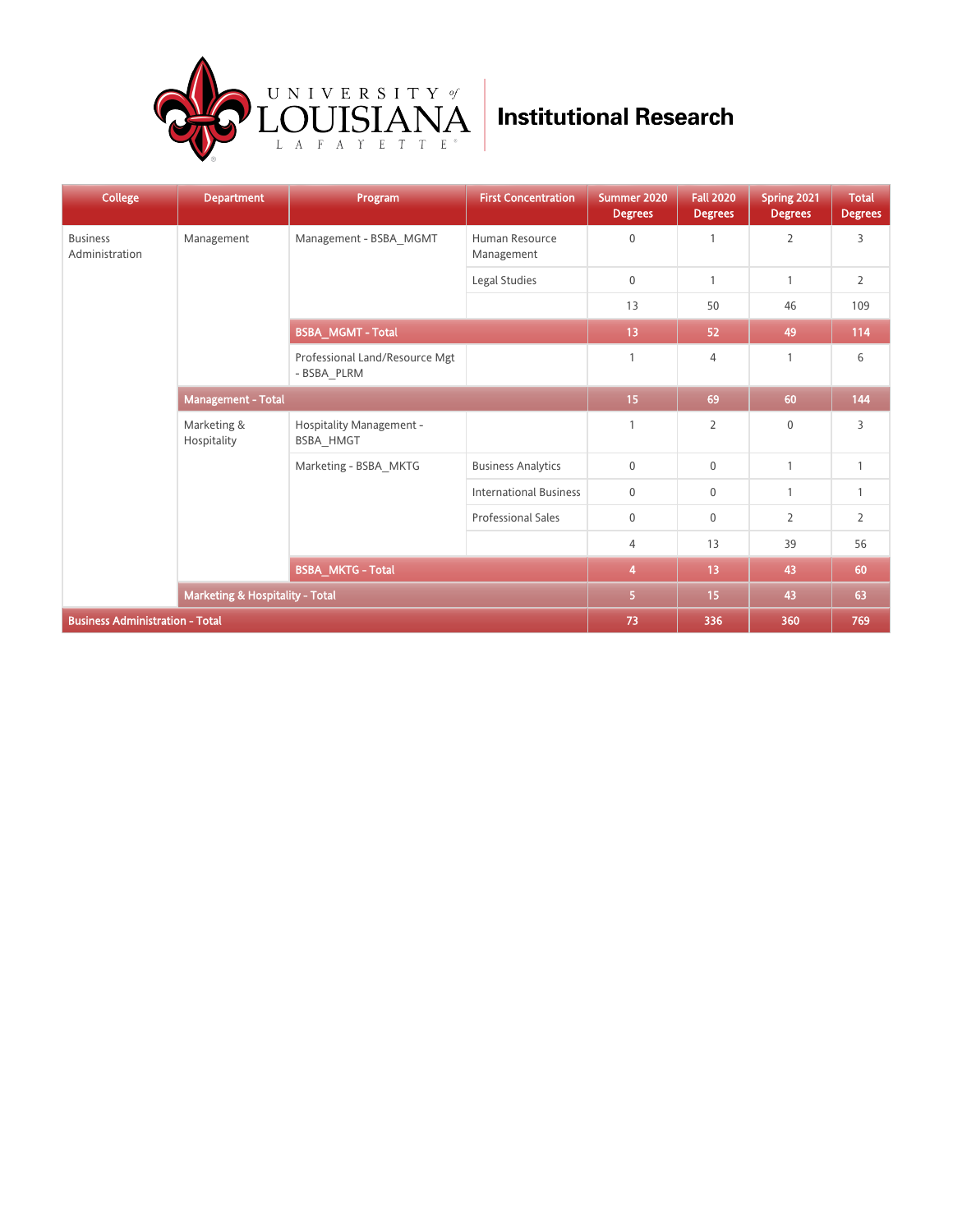University of Louisiana Lafayette | Institutional Research

| College | Department | Program | First Concentration | Summer 2020 Degrees | Fall 2020 Degrees | Spring 2021 Degrees | Total Degrees |
|---|---|---|---|---|---|---|---|
| Business Administration | Management | Management - BSBA_MGMT | Human Resource Management | 0 | 1 | 2 | 3 |
| | | | Legal Studies | 0 | 1 | 1 | 2 |
| | | | | 13 | 50 | 46 | 109 |
| | | **BSBA_MGMT - Total** | | **13** | **52** | **49** | **114** |
| | | Professional Land/Resource Mgt - BSBA_PLRM | | 1 | 4 | 1 | 6 |
| | **Management - Total** | | | **15** | **69** | **60** | **144** |
| | Marketing & Hospitality | Hospitality Management - BSBA_HMGT | | 1 | 2 | 0 | 3 |
| | | Marketing - BSBA_MKTG | Business Analytics | 0 | 0 | 1 | 1 |
| | | | International Business | 0 | 0 | 1 | 1 |
| | | | Professional Sales | 0 | 0 | 2 | 2 |
| | | | | 4 | 13 | 39 | 56 |
| | | **BSBA_MKTG - Total** | | **4** | **13** | **43** | **60** |
| | **Marketing & Hospitality - Total** | | | **5** | **15** | **43** | **63** |
| **Business Administration - Total** | | | | **73** | **336** | **360** | **769** |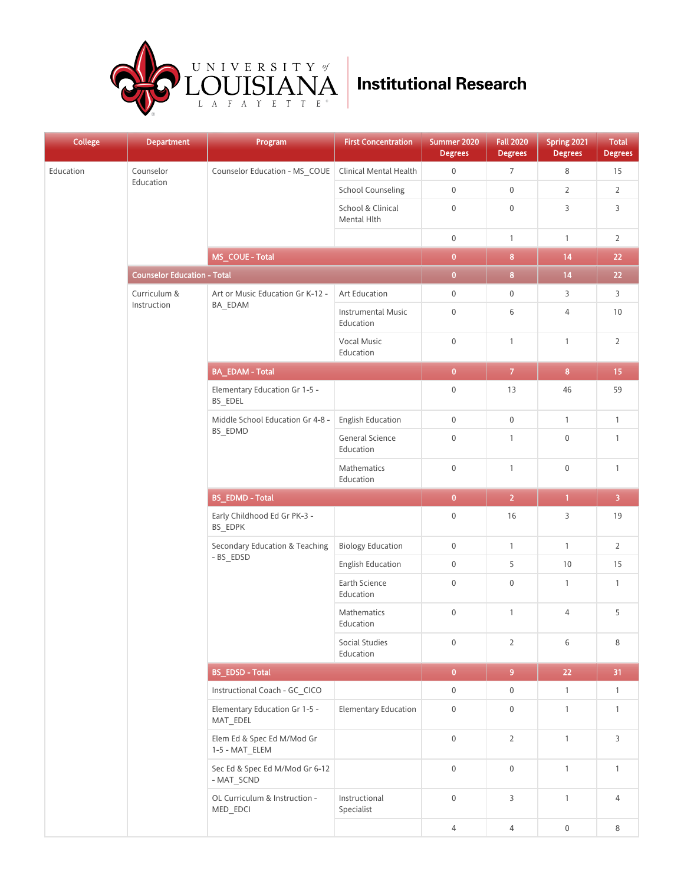# University of Louisiana Lafayette — Institutional Research

| College | Department | Program | First Concentration | Summer 2020 Degrees | Fall 2020 Degrees | Spring 2021 Degrees | Total Degrees |
|---|---|---|---|---|---|---|---|
| Education | Counselor Education | Counselor Education - MS_COUE | Clinical Mental Health | 0 | 7 | 8 | 15 |
| | | | School Counseling | 0 | 0 | 2 | 2 |
| | | | School & Clinical Mental Hlth | 0 | 0 | 3 | 3 |
| | | | | 0 | 1 | 1 | 2 |
| | | MS_COUE - Total | | 0 | 8 | 14 | 22 |
| | Counselor Education - Total | | | 0 | 8 | 14 | 22 |
| | Curriculum & Instruction | Art or Music Education Gr K-12 - BA_EDAM | Art Education | 0 | 0 | 3 | 3 |
| | | | Instrumental Music Education | 0 | 6 | 4 | 10 |
| | | | Vocal Music Education | 0 | 1 | 1 | 2 |
| | | BA_EDAM - Total | | 0 | 7 | 8 | 15 |
| | | Elementary Education Gr 1-5 - BS_EDEL | | 0 | 13 | 46 | 59 |
| | | Middle School Education Gr 4-8 - BS_EDMD | English Education | 0 | 0 | 1 | 1 |
| | | | General Science Education | 0 | 1 | 0 | 1 |
| | | | Mathematics Education | 0 | 1 | 0 | 1 |
| | | BS_EDMD - Total | | 0 | 2 | 1 | 3 |
| | | Early Childhood Ed Gr PK-3 - BS_EDPK | | 0 | 16 | 3 | 19 |
| | | Secondary Education & Teaching - BS_EDSD | Biology Education | 0 | 1 | 1 | 2 |
| | | | English Education | 0 | 5 | 10 | 15 |
| | | | Earth Science Education | 0 | 0 | 1 | 1 |
| | | | Mathematics Education | 0 | 1 | 4 | 5 |
| | | | Social Studies Education | 0 | 2 | 6 | 8 |
| | | BS_EDSD - Total | | 0 | 9 | 22 | 31 |
| | | Instructional Coach - GC_CICO | | 0 | 0 | 1 | 1 |
| | | Elementary Education Gr 1-5 - MAT_EDEL | Elementary Education | 0 | 0 | 1 | 1 |
| | | Elem Ed & Spec Ed M/Mod Gr 1-5 - MAT_ELEM | | 0 | 2 | 1 | 3 |
| | | Sec Ed & Spec Ed M/Mod Gr 6-12 - MAT_SCND | | 0 | 0 | 1 | 1 |
| | | OL Curriculum & Instruction - MED_EDCI | Instructional Specialist | 0 | 3 | 1 | 4 |
| | | | | 4 | 4 | 0 | 8 |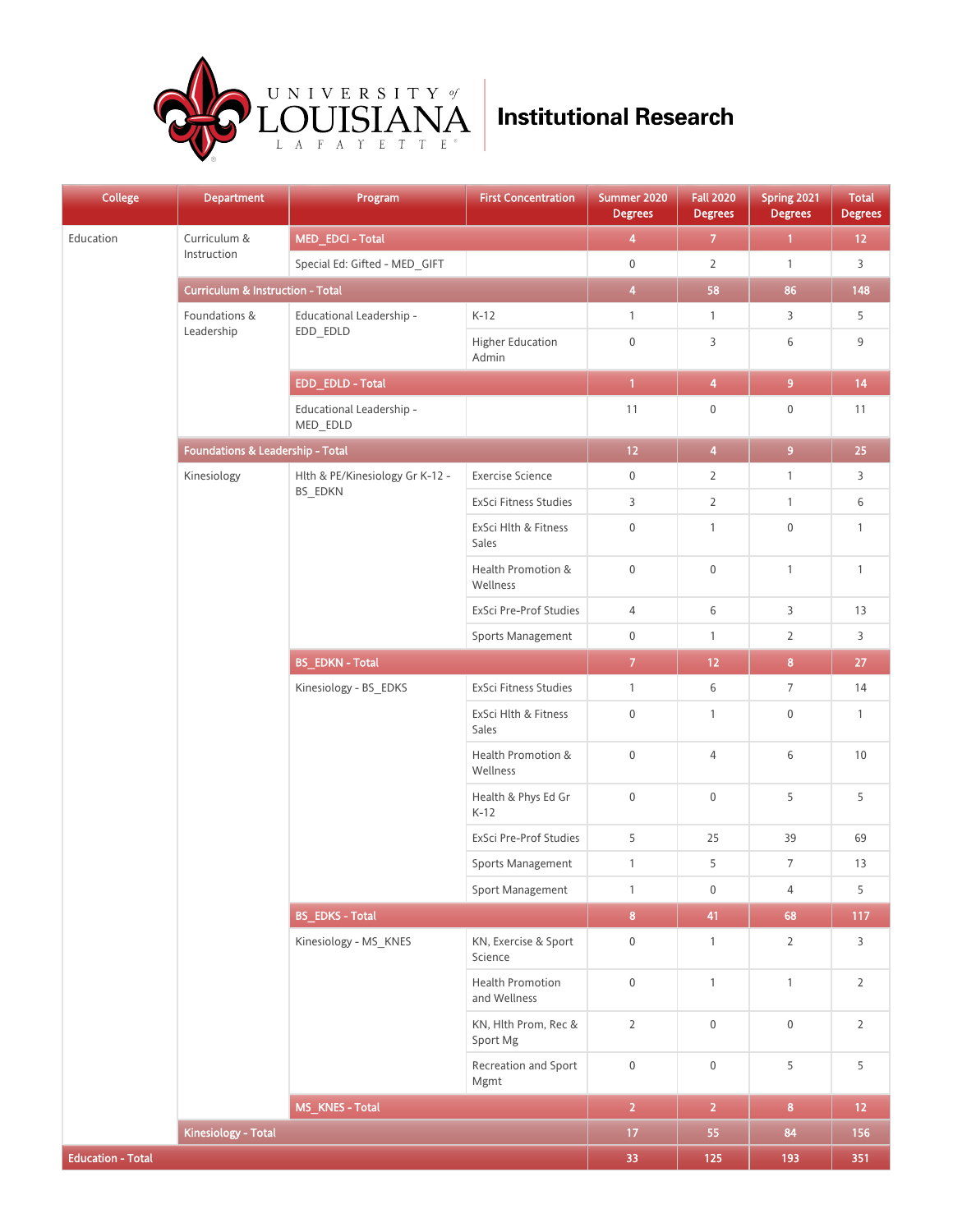# Institutional Research

| College | Department | Program | First Concentration | Summer 2020 Degrees | Fall 2020 Degrees | Spring 2021 Degrees | Total Degrees |
|---|---|---|---|---|---|---|---|
| Education | Curriculum & Instruction | MED_EDCI - Total | | 4 | 7 | 1 | 12 |
| | | Special Ed: Gifted - MED_GIFT | | 0 | 2 | 1 | 3 |
| | Curriculum & Instruction - Total | | | 4 | 58 | 86 | 148 |
| | Foundations & Leadership | Educational Leadership - EDD_EDLD | K-12 | 1 | 1 | 3 | 5 |
| | | | Higher Education Admin | 0 | 3 | 6 | 9 |
| | | EDD_EDLD - Total | | 1 | 4 | 9 | 14 |
| | | Educational Leadership - MED_EDLD | | 11 | 0 | 0 | 11 |
| | Foundations & Leadership - Total | | | 12 | 4 | 9 | 25 |
| | Kinesiology | Hlth & PE/Kinesiology Gr K-12 - BS_EDKN | Exercise Science | 0 | 2 | 1 | 3 |
| | | | ExSci Fitness Studies | 3 | 2 | 1 | 6 |
| | | | ExSci Hlth & Fitness Sales | 0 | 1 | 0 | 1 |
| | | | Health Promotion & Wellness | 0 | 0 | 1 | 1 |
| | | | ExSci Pre-Prof Studies | 4 | 6 | 3 | 13 |
| | | | Sports Management | 0 | 1 | 2 | 3 |
| | | BS_EDKN - Total | | 7 | 12 | 8 | 27 |
| | | Kinesiology - BS_EDKS | ExSci Fitness Studies | 1 | 6 | 7 | 14 |
| | | | ExSci Hlth & Fitness Sales | 0 | 1 | 0 | 1 |
| | | | Health Promotion & Wellness | 0 | 4 | 6 | 10 |
| | | | Health & Phys Ed Gr K-12 | 0 | 0 | 5 | 5 |
| | | | ExSci Pre-Prof Studies | 5 | 25 | 39 | 69 |
| | | | Sports Management | 1 | 5 | 7 | 13 |
| | | | Sport Management | 1 | 0 | 4 | 5 |
| | | BS_EDKS - Total | | 8 | 41 | 68 | 117 |
| | | Kinesiology - MS_KNES | KN, Exercise & Sport Science | 0 | 1 | 2 | 3 |
| | | | Health Promotion and Wellness | 0 | 1 | 1 | 2 |
| | | | KN, Hlth Prom, Rec & Sport Mg | 2 | 0 | 0 | 2 |
| | | | Recreation and Sport Mgmt | 0 | 0 | 5 | 5 |
| | | MS_KNES - Total | | 2 | 2 | 8 | 12 |
| | Kinesiology - Total | | | 17 | 55 | 84 | 156 |
| Education - Total | | | | 33 | 125 | 193 | 351 |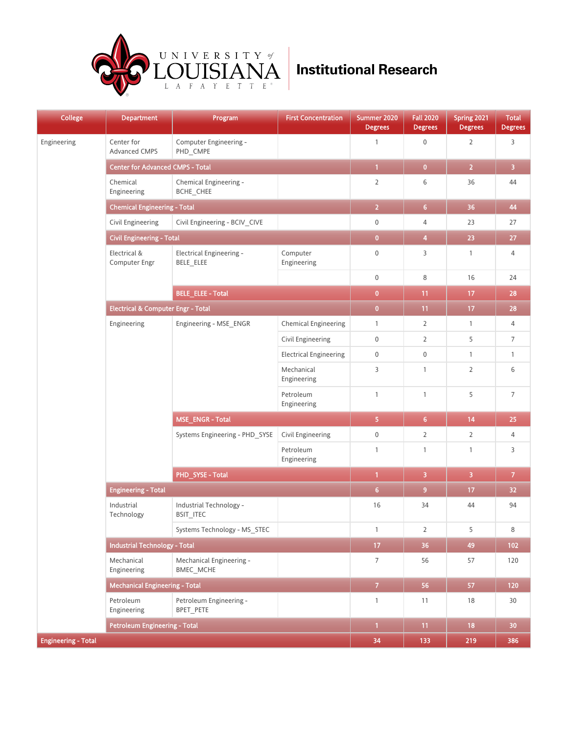# University of Louisiana Lafayette — Institutional Research

| College | Department | Program | First Concentration | Summer 2020 Degrees | Fall 2020 Degrees | Spring 2021 Degrees | Total Degrees |
|---|---|---|---|---|---|---|---|
| Engineering | Center for Advanced CMPS | Computer Engineering - PHD_CMPE | | 1 | 0 | 2 | 3 |
| | Center for Advanced CMPS - Total | | | 1 | 0 | 2 | 3 |
| | Chemical Engineering | Chemical Engineering - BCHE_CHEE | | 2 | 6 | 36 | 44 |
| | Chemical Engineering - Total | | | 2 | 6 | 36 | 44 |
| | Civil Engineering | Civil Engineering - BCIV_CIVE | | 0 | 4 | 23 | 27 |
| | Civil Engineering - Total | | | 0 | 4 | 23 | 27 |
| | Electrical & Computer Engr | Electrical Engineering - BELE_ELEE | Computer Engineering | 0 | 3 | 1 | 4 |
| | | | | 0 | 8 | 16 | 24 |
| | | BELE_ELEE - Total | | 0 | 11 | 17 | 28 |
| | Electrical & Computer Engr - Total | | | 0 | 11 | 17 | 28 |
| | Engineering | Engineering - MSE_ENGR | Chemical Engineering | 1 | 2 | 1 | 4 |
| | | | Civil Engineering | 0 | 2 | 5 | 7 |
| | | | Electrical Engineering | 0 | 0 | 1 | 1 |
| | | | Mechanical Engineering | 3 | 1 | 2 | 6 |
| | | | Petroleum Engineering | 1 | 1 | 5 | 7 |
| | | MSE_ENGR - Total | | 5 | 6 | 14 | 25 |
| | | Systems Engineering - PHD_SYSE | Civil Engineering | 0 | 2 | 2 | 4 |
| | | | Petroleum Engineering | 1 | 1 | 1 | 3 |
| | | PHD_SYSE - Total | | 1 | 3 | 3 | 7 |
| | Engineering - Total | | | 6 | 9 | 17 | 32 |
| | Industrial Technology | Industrial Technology - BSIT_ITEC | | 16 | 34 | 44 | 94 |
| | | Systems Technology - MS_STEC | | 1 | 2 | 5 | 8 |
| | Industrial Technology - Total | | | 17 | 36 | 49 | 102 |
| | Mechanical Engineering | Mechanical Engineering - BMEC_MCHE | | 7 | 56 | 57 | 120 |
| | Mechanical Engineering - Total | | | 7 | 56 | 57 | 120 |
| | Petroleum Engineering | Petroleum Engineering - BPET_PETE | | 1 | 11 | 18 | 30 |
| | Petroleum Engineering - Total | | | 1 | 11 | 18 | 30 |
| Engineering - Total | | | | 34 | 133 | 219 | 386 |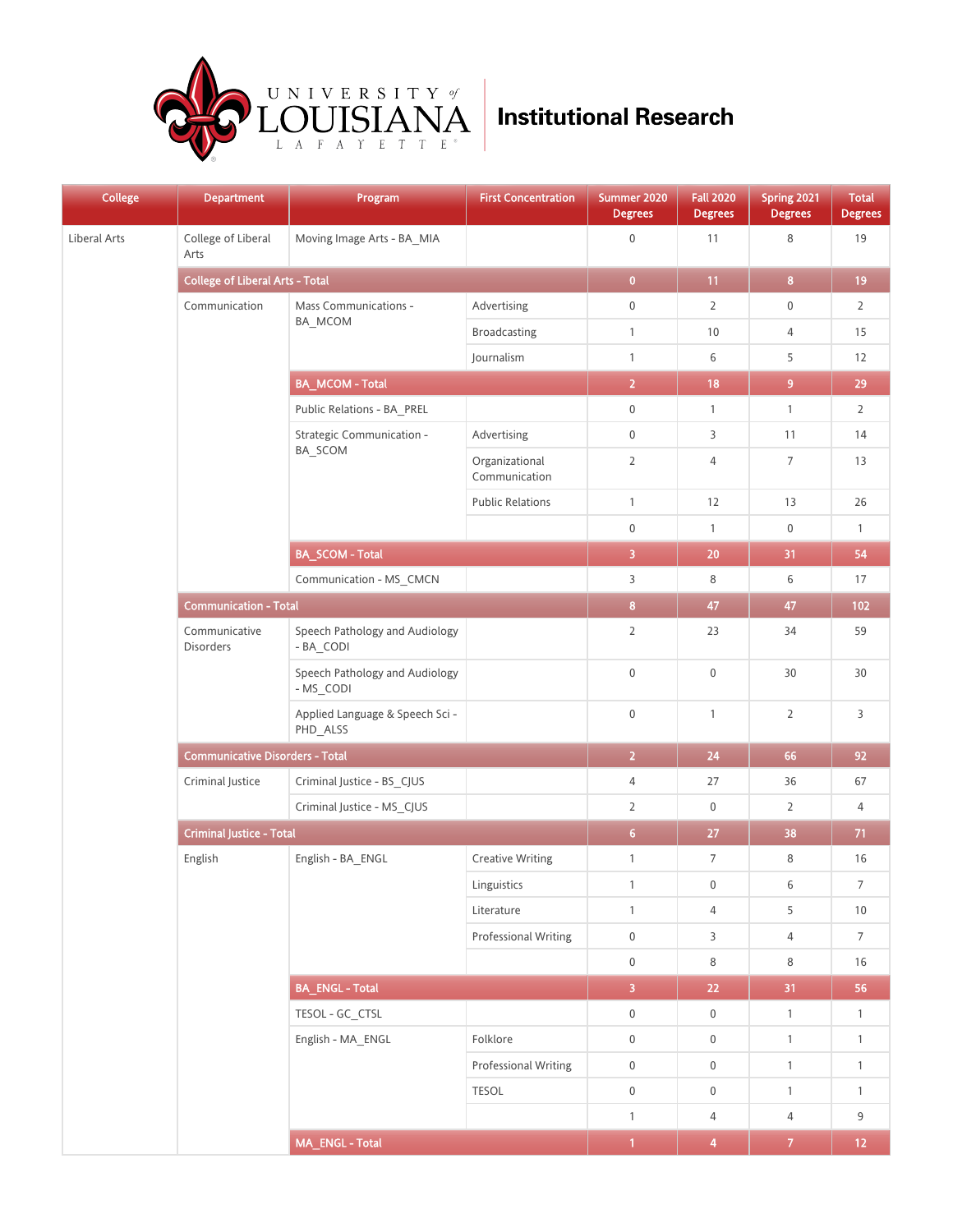# Institutional Research

| College | Department | Program | First Concentration | Summer 2020 Degrees | Fall 2020 Degrees | Spring 2021 Degrees | Total Degrees |
|---|---|---|---|---|---|---|---|
| Liberal Arts | College of Liberal Arts | Moving Image Arts - BA_MIA | | 0 | 11 | 8 | 19 |
| | College of Liberal Arts - Total | | | 0 | 11 | 8 | 19 |
| | Communication | Mass Communications - BA_MCOM | Advertising | 0 | 2 | 0 | 2 |
| | | | Broadcasting | 1 | 10 | 4 | 15 |
| | | | Journalism | 1 | 6 | 5 | 12 |
| | | BA_MCOM - Total | | 2 | 18 | 9 | 29 |
| | | Public Relations - BA_PREL | | 0 | 1 | 1 | 2 |
| | | Strategic Communication - BA_SCOM | Advertising | 0 | 3 | 11 | 14 |
| | | | Organizational Communication | 2 | 4 | 7 | 13 |
| | | | Public Relations | 1 | 12 | 13 | 26 |
| | | | | 0 | 1 | 0 | 1 |
| | | BA_SCOM - Total | | 3 | 20 | 31 | 54 |
| | | Communication - MS_CMCN | | 3 | 8 | 6 | 17 |
| | Communication - Total | | | 8 | 47 | 47 | 102 |
| | Communicative Disorders | Speech Pathology and Audiology - BA_CODI | | 2 | 23 | 34 | 59 |
| | | Speech Pathology and Audiology - MS_CODI | | 0 | 0 | 30 | 30 |
| | | Applied Language & Speech Sci - PHD_ALSS | | 0 | 1 | 2 | 3 |
| | Communicative Disorders - Total | | | 2 | 24 | 66 | 92 |
| | Criminal Justice | Criminal Justice - BS_CJUS | | 4 | 27 | 36 | 67 |
| | | Criminal Justice - MS_CJUS | | 2 | 0 | 2 | 4 |
| | Criminal Justice - Total | | | 6 | 27 | 38 | 71 |
| | English | English - BA_ENGL | Creative Writing | 1 | 7 | 8 | 16 |
| | | | Linguistics | 1 | 0 | 6 | 7 |
| | | | Literature | 1 | 4 | 5 | 10 |
| | | | Professional Writing | 0 | 3 | 4 | 7 |
| | | | | 0 | 8 | 8 | 16 |
| | | BA_ENGL - Total | | 3 | 22 | 31 | 56 |
| | | TESOL - GC_CTSL | | 0 | 0 | 1 | 1 |
| | | English - MA_ENGL | Folklore | 0 | 0 | 1 | 1 |
| | | | Professional Writing | 0 | 0 | 1 | 1 |
| | | | TESOL | 0 | 0 | 1 | 1 |
| | | | | 1 | 4 | 4 | 9 |
| | | MA_ENGL - Total | | 1 | 4 | 7 | 12 |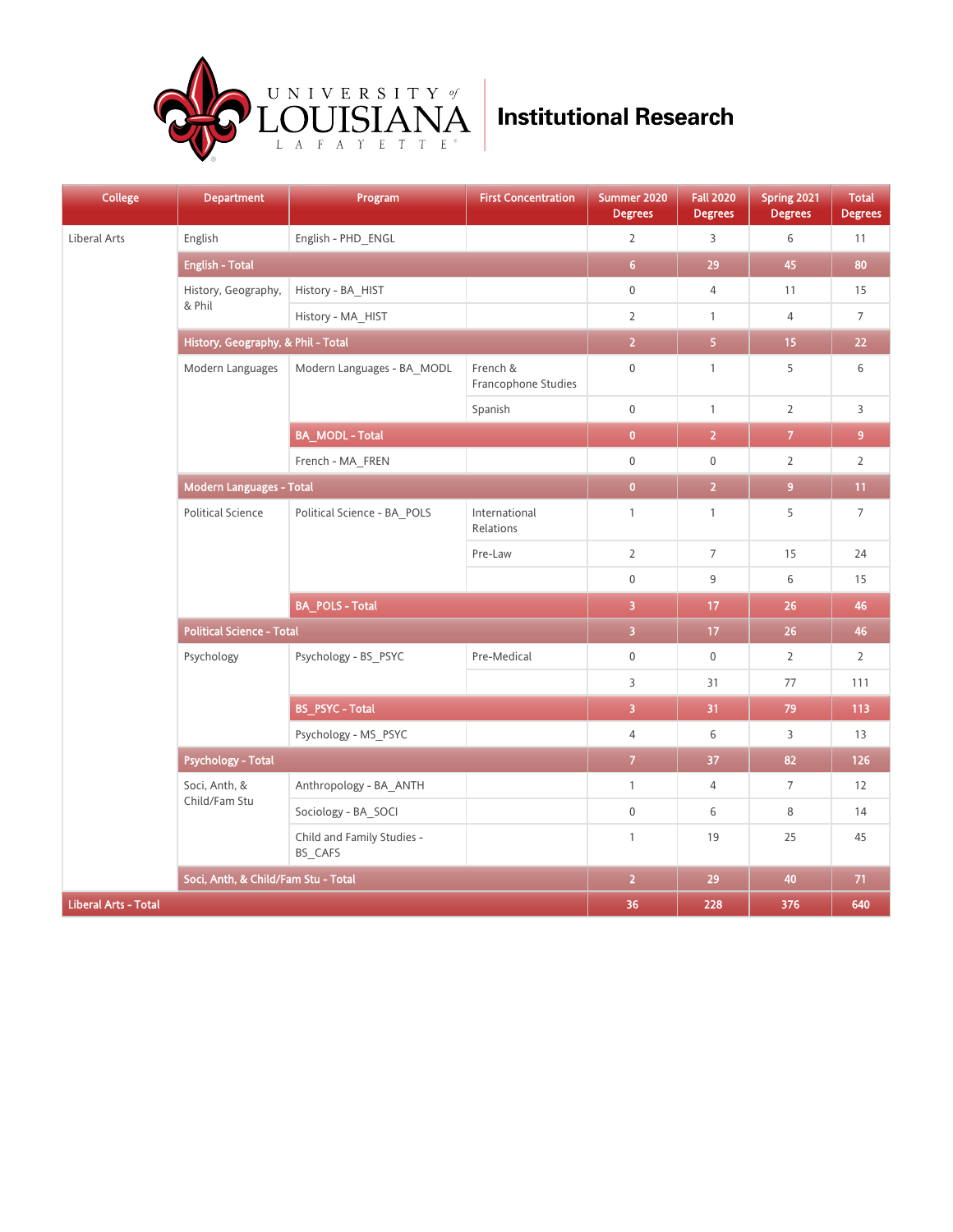# Institutional Research

| College | Department | Program | First Concentration | Summer 2020 Degrees | Fall 2020 Degrees | Spring 2021 Degrees | Total Degrees |
|---|---|---|---|---|---|---|---|
| Liberal Arts | English | English - PHD_ENGL | | 2 | 3 | 6 | 11 |
| | English - Total | | | 6 | 29 | 45 | 80 |
| | History, Geography, & Phil | History - BA_HIST | | 0 | 4 | 11 | 15 |
| | | History - MA_HIST | | 2 | 1 | 4 | 7 |
| | History, Geography, & Phil - Total | | | 2 | 5 | 15 | 22 |
| | Modern Languages | Modern Languages - BA_MODL | French & Francophone Studies | 0 | 1 | 5 | 6 |
| | | | Spanish | 0 | 1 | 2 | 3 |
| | | BA_MODL - Total | | 0 | 2 | 7 | 9 |
| | | French - MA_FREN | | 0 | 0 | 2 | 2 |
| | Modern Languages - Total | | | 0 | 2 | 9 | 11 |
| | Political Science | Political Science - BA_POLS | International Relations | 1 | 1 | 5 | 7 |
| | | | Pre-Law | 2 | 7 | 15 | 24 |
| | | | | 0 | 9 | 6 | 15 |
| | | BA_POLS - Total | | 3 | 17 | 26 | 46 |
| | Political Science - Total | | | 3 | 17 | 26 | 46 |
| | Psychology | Psychology - BS_PSYC | Pre-Medical | 0 | 0 | 2 | 2 |
| | | | | 3 | 31 | 77 | 111 |
| | | BS_PSYC - Total | | 3 | 31 | 79 | 113 |
| | | Psychology - MS_PSYC | | 4 | 6 | 3 | 13 |
| | Psychology - Total | | | 7 | 37 | 82 | 126 |
| | Soci, Anth, & Child/Fam Stu | Anthropology - BA_ANTH | | 1 | 4 | 7 | 12 |
| | | Sociology - BA_SOCI | | 0 | 6 | 8 | 14 |
| | | Child and Family Studies - BS_CAFS | | 1 | 19 | 25 | 45 |
| | Soci, Anth, & Child/Fam Stu - Total | | | 2 | 29 | 40 | 71 |
| Liberal Arts - Total | | | | 36 | 228 | 376 | 640 |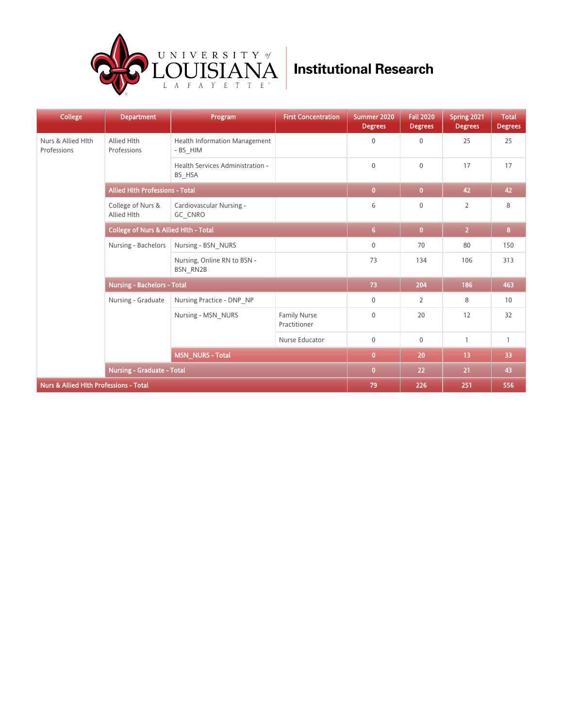# Institutional Research

| College | Department | Program | First Concentration | Summer 2020 Degrees | Fall 2020 Degrees | Spring 2021 Degrees | Total Degrees |
|---|---|---|---|---|---|---|---|
| Nurs & Allied Hlth Professions | Allied Hlth Professions | Health Information Management - BS_HIM | | 0 | 0 | 25 | 25 |
| | | Health Services Administration - BS_HSA | | 0 | 0 | 17 | 17 |
| | **Allied Hlth Professions - Total** | | | **0** | **0** | **42** | **42** |
| | College of Nurs & Allied Hlth | Cardiovascular Nursing - GC_CNRO | | 6 | 0 | 2 | 8 |
| | **College of Nurs & Allied Hlth - Total** | | | **6** | **0** | **2** | **8** |
| | Nursing - Bachelors | Nursing - BSN_NURS | | 0 | 70 | 80 | 150 |
| | | Nursing, Online RN to BSN - BSN_RN2B | | 73 | 134 | 106 | 313 |
| | **Nursing - Bachelors - Total** | | | **73** | **204** | **186** | **463** |
| | Nursing - Graduate | Nursing Practice - DNP_NP | | 0 | 2 | 8 | 10 |
| | | Nursing - MSN_NURS | Family Nurse Practitioner | 0 | 20 | 12 | 32 |
| | | | Nurse Educator | 0 | 0 | 1 | 1 |
| | | **MSN_NURS - Total** | | **0** | **20** | **13** | **33** |
| | **Nursing - Graduate - Total** | | | **0** | **22** | **21** | **43** |
| **Nurs & Allied Hlth Professions - Total** | | | | **79** | **226** | **251** | **556** |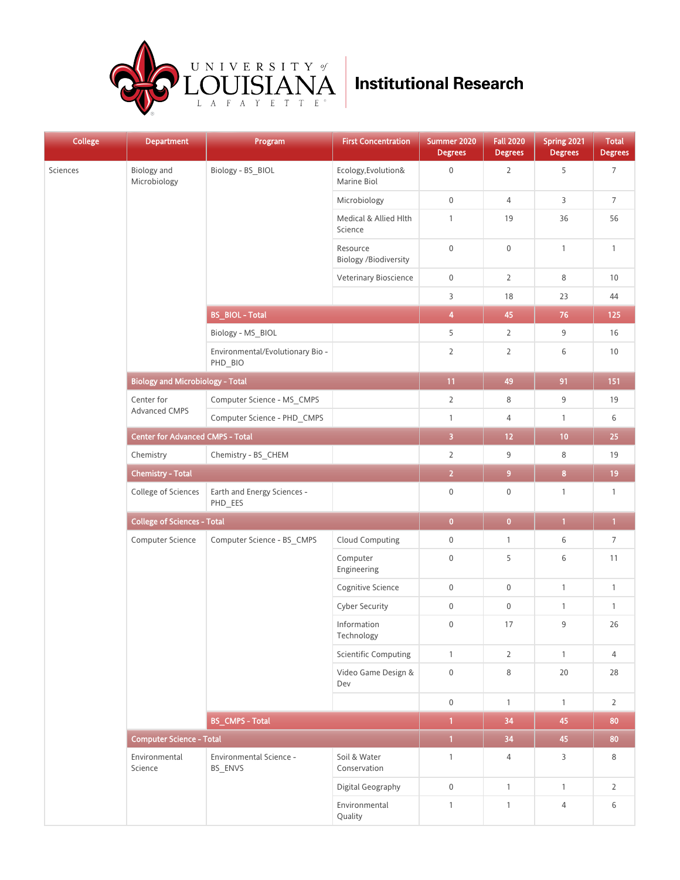# Institutional Research

| College | Department | Program | First Concentration | Summer 2020 Degrees | Fall 2020 Degrees | Spring 2021 Degrees | Total Degrees |
|---|---|---|---|---|---|---|---|
| Sciences | Biology and Microbiology | Biology - BS_BIOL | Ecology,Evolution& Marine Biol | 0 | 2 | 5 | 7 |
| | | | Microbiology | 0 | 4 | 3 | 7 |
| | | | Medical & Allied Hlth Science | 1 | 19 | 36 | 56 |
| | | | Resource Biology /Biodiversity | 0 | 0 | 1 | 1 |
| | | | Veterinary Bioscience | 0 | 2 | 8 | 10 |
| | | | | 3 | 18 | 23 | 44 |
| | | BS_BIOL - Total | | 4 | 45 | 76 | 125 |
| | | Biology - MS_BIOL | | 5 | 2 | 9 | 16 |
| | | Environmental/Evolutionary Bio - PHD_BIO | | 2 | 2 | 6 | 10 |
| | Biology and Microbiology - Total | | | 11 | 49 | 91 | 151 |
| | Center for Advanced CMPS | Computer Science - MS_CMPS | | 2 | 8 | 9 | 19 |
| | | Computer Science - PHD_CMPS | | 1 | 4 | 1 | 6 |
| | Center for Advanced CMPS - Total | | | 3 | 12 | 10 | 25 |
| | Chemistry | Chemistry - BS_CHEM | | 2 | 9 | 8 | 19 |
| | Chemistry - Total | | | 2 | 9 | 8 | 19 |
| | College of Sciences | Earth and Energy Sciences - PHD_EES | | 0 | 0 | 1 | 1 |
| | College of Sciences - Total | | | 0 | 0 | 1 | 1 |
| | Computer Science | Computer Science - BS_CMPS | Cloud Computing | 0 | 1 | 6 | 7 |
| | | | Computer Engineering | 0 | 5 | 6 | 11 |
| | | | Cognitive Science | 0 | 0 | 1 | 1 |
| | | | Cyber Security | 0 | 0 | 1 | 1 |
| | | | Information Technology | 0 | 17 | 9 | 26 |
| | | | Scientific Computing | 1 | 2 | 1 | 4 |
| | | | Video Game Design & Dev | 0 | 8 | 20 | 28 |
| | | | | 0 | 1 | 1 | 2 |
| | | BS_CMPS - Total | | 1 | 34 | 45 | 80 |
| | Computer Science - Total | | | 1 | 34 | 45 | 80 |
| | Environmental Science | Environmental Science - BS_ENVS | Soil & Water Conservation | 1 | 4 | 3 | 8 |
| | | | Digital Geography | 0 | 1 | 1 | 2 |
| | | | Environmental Quality | 1 | 1 | 4 | 6 |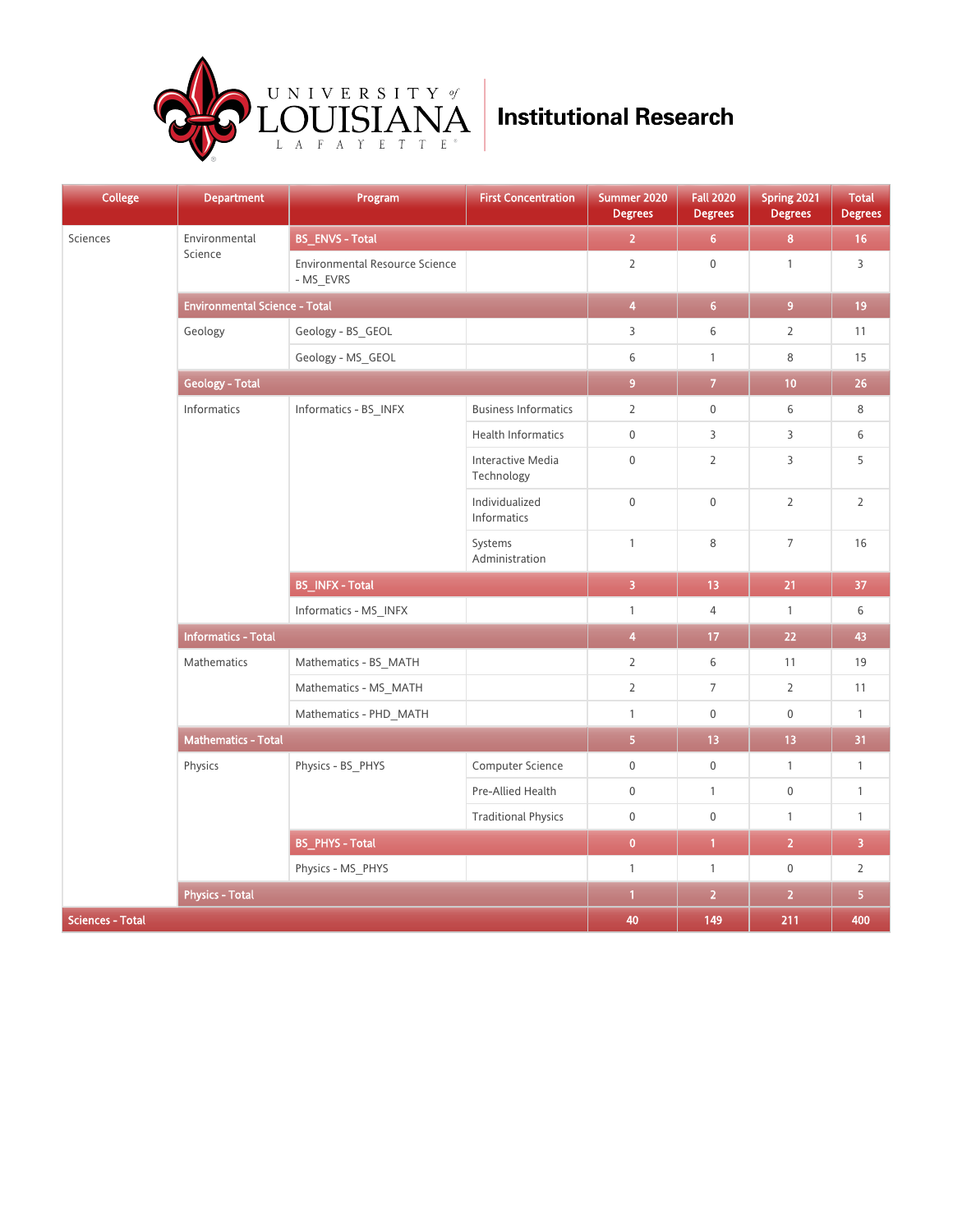University of Louisiana Lafayette — Institutional Research

| College | Department | Program | First Concentration | Summer 2020 Degrees | Fall 2020 Degrees | Spring 2021 Degrees | Total Degrees |
|---|---|---|---|---|---|---|---|
| Sciences | Environmental Science | BS_ENVS - Total | | 2 | 6 | 8 | 16 |
| | | Environmental Resource Science - MS_EVRS | | 2 | 0 | 1 | 3 |
| | Environmental Science - Total | | | 4 | 6 | 9 | 19 |
| | Geology | Geology - BS_GEOL | | 3 | 6 | 2 | 11 |
| | | Geology - MS_GEOL | | 6 | 1 | 8 | 15 |
| | Geology - Total | | | 9 | 7 | 10 | 26 |
| | Informatics | Informatics - BS_INFX | Business Informatics | 2 | 0 | 6 | 8 |
| | | | Health Informatics | 0 | 3 | 3 | 6 |
| | | | Interactive Media Technology | 0 | 2 | 3 | 5 |
| | | | Individualized Informatics | 0 | 0 | 2 | 2 |
| | | | Systems Administration | 1 | 8 | 7 | 16 |
| | | BS_INFX - Total | | 3 | 13 | 21 | 37 |
| | | Informatics - MS_INFX | | 1 | 4 | 1 | 6 |
| | Informatics - Total | | | 4 | 17 | 22 | 43 |
| | Mathematics | Mathematics - BS_MATH | | 2 | 6 | 11 | 19 |
| | | Mathematics - MS_MATH | | 2 | 7 | 2 | 11 |
| | | Mathematics - PHD_MATH | | 1 | 0 | 0 | 1 |
| | Mathematics - Total | | | 5 | 13 | 13 | 31 |
| | Physics | Physics - BS_PHYS | Computer Science | 0 | 0 | 1 | 1 |
| | | | Pre-Allied Health | 0 | 1 | 0 | 1 |
| | | | Traditional Physics | 0 | 0 | 1 | 1 |
| | | BS_PHYS - Total | | 0 | 1 | 2 | 3 |
| | | Physics - MS_PHYS | | 1 | 1 | 0 | 2 |
| | Physics - Total | | | 1 | 2 | 2 | 5 |
| Sciences - Total | | | | 40 | 149 | 211 | 400 |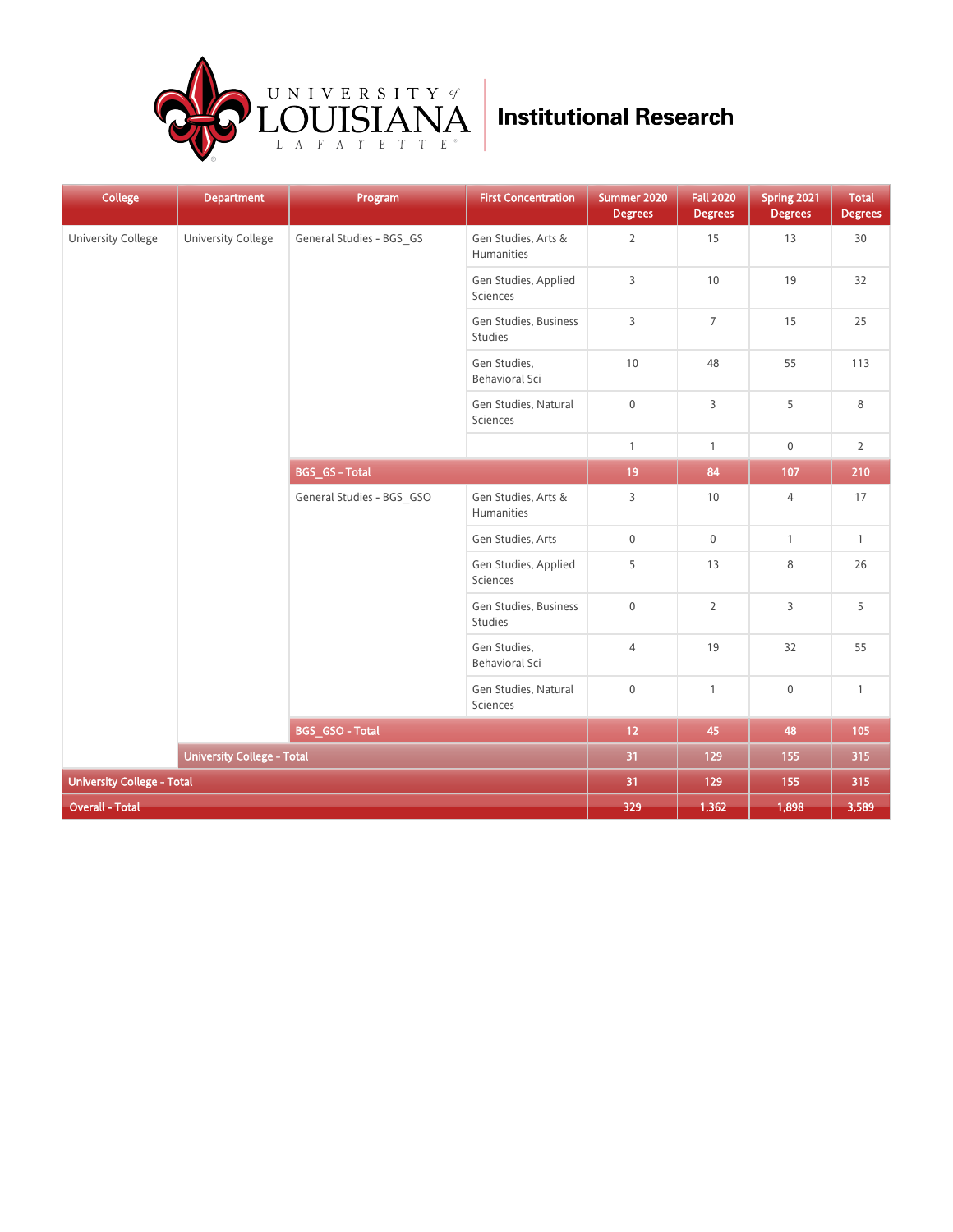# Institutional Research

| College | Department | Program | First Concentration | Summer 2020 Degrees | Fall 2020 Degrees | Spring 2021 Degrees | Total Degrees |
|---|---|---|---|---|---|---|---|
| University College | University College | General Studies - BGS_GS | Gen Studies, Arts & Humanities | 2 | 15 | 13 | 30 |
| | | | Gen Studies, Applied Sciences | 3 | 10 | 19 | 32 |
| | | | Gen Studies, Business Studies | 3 | 7 | 15 | 25 |
| | | | Gen Studies, Behavioral Sci | 10 | 48 | 55 | 113 |
| | | | Gen Studies, Natural Sciences | 0 | 3 | 5 | 8 |
| | | | | 1 | 1 | 0 | 2 |
| | | BGS_GS - Total | | 19 | 84 | 107 | 210 |
| | | General Studies - BGS_GSO | Gen Studies, Arts & Humanities | 3 | 10 | 4 | 17 |
| | | | Gen Studies, Arts | 0 | 0 | 1 | 1 |
| | | | Gen Studies, Applied Sciences | 5 | 13 | 8 | 26 |
| | | | Gen Studies, Business Studies | 0 | 2 | 3 | 5 |
| | | | Gen Studies, Behavioral Sci | 4 | 19 | 32 | 55 |
| | | | Gen Studies, Natural Sciences | 0 | 1 | 0 | 1 |
| | | BGS_GSO - Total | | 12 | 45 | 48 | 105 |
| | University College - Total | | | 31 | 129 | 155 | 315 |
| University College - Total | | | | 31 | 129 | 155 | 315 |
| Overall - Total | | | | 329 | 1,362 | 1,898 | 3,589 |